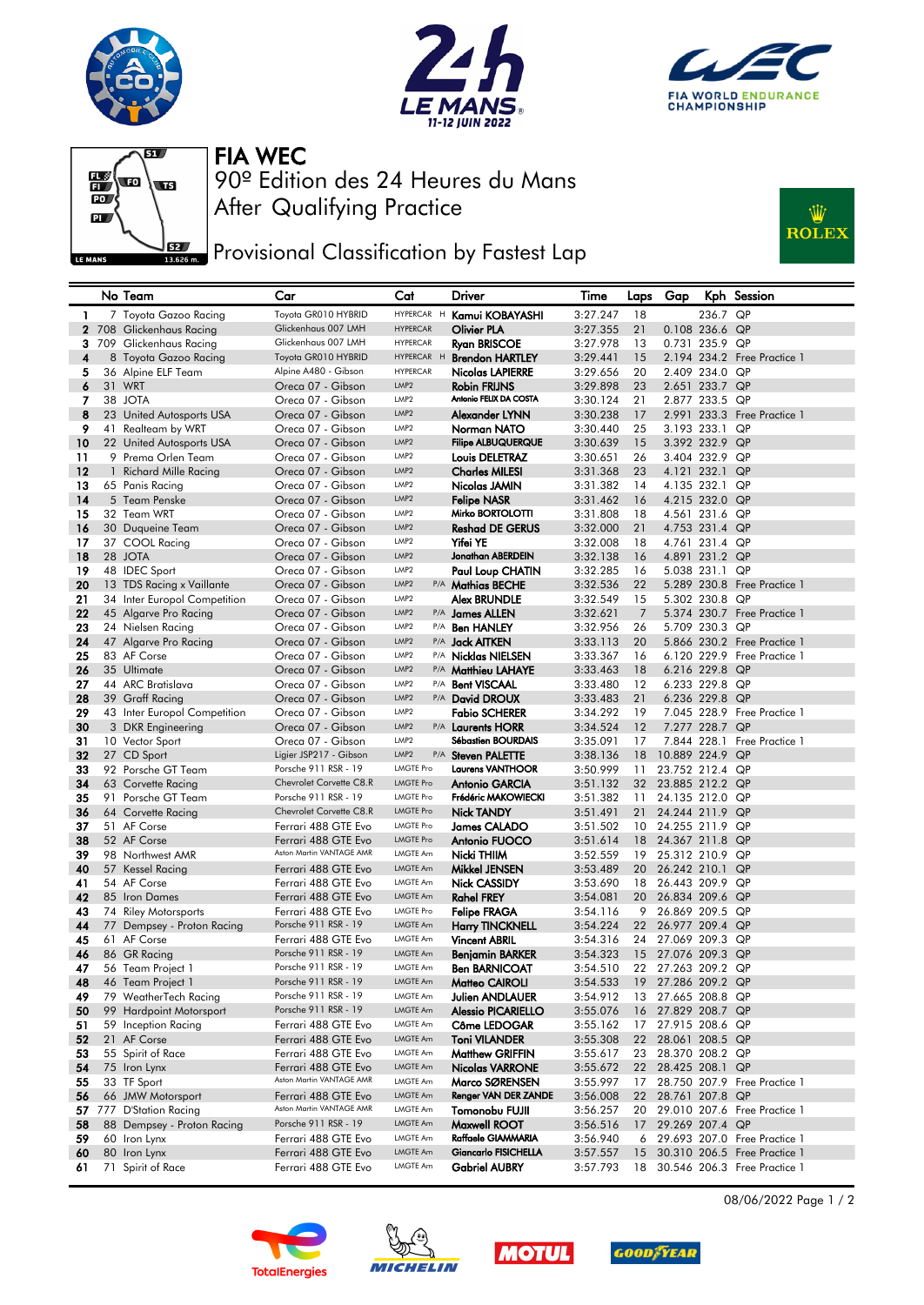# FIA WEC

90º Edition des 24 Heures du Mans

After Qualifying Practice

## Provisional Classification by Fastest Lap

| | No | Team | Car | Cat | | Driver | Time | Laps | Gap | Kph | Session |
|---|---|---|---|---|---|---|---|---|---|---|---|
| 1 | 7 | Toyota Gazoo Racing | Toyota GR010 HYBRID | HYPERCAR | H | Kamui KOBAYASHI | 3:27.247 | 18 | | 236.7 | QP |
| 2 | 708 | Glickenhaus Racing | Glickenhaus 007 LMH | HYPERCAR | | Olivier PLA | 3:27.355 | 21 | 0.108 | 236.6 | QP |
| 3 | 709 | Glickenhaus Racing | Glickenhaus 007 LMH | HYPERCAR | | Ryan BRISCOE | 3:27.978 | 13 | 0.731 | 235.9 | QP |
| 4 | 8 | Toyota Gazoo Racing | Toyota GR010 HYBRID | HYPERCAR | H | Brendon HARTLEY | 3:29.441 | 15 | 2.194 | 234.2 | Free Practice 1 |
| 5 | 36 | Alpine ELF Team | Alpine A480 - Gibson | HYPERCAR | | Nicolas LAPIERRE | 3:29.656 | 20 | 2.409 | 234.0 | QP |
| 6 | 31 | WRT | Oreca 07 - Gibson | LMP2 | | Robin FRIJNS | 3:29.898 | 23 | 2.651 | 233.7 | QP |
| 7 | 38 | JOTA | Oreca 07 - Gibson | LMP2 | | Antonio FELIX DA COSTA | 3:30.124 | 21 | 2.877 | 233.5 | QP |
| 8 | 23 | United Autosports USA | Oreca 07 - Gibson | LMP2 | | Alexander LYNN | 3:30.238 | 17 | 2.991 | 233.3 | Free Practice 1 |
| 9 | 41 | Realteam by WRT | Oreca 07 - Gibson | LMP2 | | Norman NATO | 3:30.440 | 25 | 3.193 | 233.1 | QP |
| 10 | 22 | United Autosports USA | Oreca 07 - Gibson | LMP2 | | Filipe ALBUQUERQUE | 3:30.639 | 15 | 3.392 | 232.9 | QP |
| 11 | 9 | Prema Orlen Team | Oreca 07 - Gibson | LMP2 | | Louis DELETRAZ | 3:30.651 | 26 | 3.404 | 232.9 | QP |
| 12 | 1 | Richard Mille Racing | Oreca 07 - Gibson | LMP2 | | Charles MILESI | 3:31.368 | 23 | 4.121 | 232.1 | QP |
| 13 | 65 | Panis Racing | Oreca 07 - Gibson | LMP2 | | Nicolas JAMIN | 3:31.382 | 14 | 4.135 | 232.1 | QP |
| 14 | 5 | Team Penske | Oreca 07 - Gibson | LMP2 | | Felipe NASR | 3:31.462 | 16 | 4.215 | 232.0 | QP |
| 15 | 32 | Team WRT | Oreca 07 - Gibson | LMP2 | | Mirko BORTOLOTTI | 3:31.808 | 18 | 4.561 | 231.6 | QP |
| 16 | 30 | Duqueine Team | Oreca 07 - Gibson | LMP2 | | Reshad DE GERUS | 3:32.000 | 21 | 4.753 | 231.4 | QP |
| 17 | 37 | COOL Racing | Oreca 07 - Gibson | LMP2 | | Yifei YE | 3:32.008 | 18 | 4.761 | 231.4 | QP |
| 18 | 28 | JOTA | Oreca 07 - Gibson | LMP2 | | Jonathan ABERDEIN | 3:32.138 | 16 | 4.891 | 231.2 | QP |
| 19 | 48 | IDEC Sport | Oreca 07 - Gibson | LMP2 | | Paul Loup CHATIN | 3:32.285 | 16 | 5.038 | 231.1 | QP |
| 20 | 13 | TDS Racing x Vaillante | Oreca 07 - Gibson | LMP2 | P/A | Mathias BECHE | 3:32.536 | 22 | 5.289 | 230.8 | Free Practice 1 |
| 21 | 34 | Inter Europol Competition | Oreca 07 - Gibson | LMP2 | | Alex BRUNDLE | 3:32.549 | 15 | 5.302 | 230.8 | QP |
| 22 | 45 | Algarve Pro Racing | Oreca 07 - Gibson | LMP2 | P/A | James ALLEN | 3:32.621 | 7 | 5.374 | 230.7 | Free Practice 1 |
| 23 | 24 | Nielsen Racing | Oreca 07 - Gibson | LMP2 | P/A | Ben HANLEY | 3:32.956 | 26 | 5.709 | 230.3 | QP |
| 24 | 47 | Algarve Pro Racing | Oreca 07 - Gibson | LMP2 | P/A | Jack AITKEN | 3:33.113 | 20 | 5.866 | 230.2 | Free Practice 1 |
| 25 | 83 | AF Corse | Oreca 07 - Gibson | LMP2 | P/A | Nicklas NIELSEN | 3:33.367 | 16 | 6.120 | 229.9 | Free Practice 1 |
| 26 | 35 | Ultimate | Oreca 07 - Gibson | LMP2 | P/A | Matthieu LAHAYE | 3:33.463 | 18 | 6.216 | 229.8 | QP |
| 27 | 44 | ARC Bratislava | Oreca 07 - Gibson | LMP2 | P/A | Bent VISCAAL | 3:33.480 | 12 | 6.233 | 229.8 | QP |
| 28 | 39 | Graff Racing | Oreca 07 - Gibson | LMP2 | P/A | David DROUX | 3:33.483 | 21 | 6.236 | 229.8 | QP |
| 29 | 43 | Inter Europol Competition | Oreca 07 - Gibson | LMP2 | | Fabio SCHERER | 3:34.292 | 19 | 7.045 | 228.9 | Free Practice 1 |
| 30 | 3 | DKR Engineering | Oreca 07 - Gibson | LMP2 | P/A | Laurents HORR | 3:34.524 | 12 | 7.277 | 228.7 | QP |
| 31 | 10 | Vector Sport | Oreca 07 - Gibson | LMP2 | | Sébastien BOURDAIS | 3:35.091 | 17 | 7.844 | 228.1 | Free Practice 1 |
| 32 | 27 | CD Sport | Ligier JSP217 - Gibson | LMP2 | P/A | Steven PALETTE | 3:38.136 | 18 | 10.889 | 224.9 | QP |
| 33 | 92 | Porsche GT Team | Porsche 911 RSR - 19 | LMGTE Pro | | Laurens VANTHOOR | 3:50.999 | 11 | 23.752 | 212.4 | QP |
| 34 | 63 | Corvette Racing | Chevrolet Corvette C8.R | LMGTE Pro | | Antonio GARCIA | 3:51.132 | 32 | 23.885 | 212.2 | QP |
| 35 | 91 | Porsche GT Team | Porsche 911 RSR - 19 | LMGTE Pro | | Frédéric MAKOWIECKI | 3:51.382 | 11 | 24.135 | 212.0 | QP |
| 36 | 64 | Corvette Racing | Chevrolet Corvette C8.R | LMGTE Pro | | Nick TANDY | 3:51.491 | 21 | 24.244 | 211.9 | QP |
| 37 | 51 | AF Corse | Ferrari 488 GTE Evo | LMGTE Pro | | James CALADO | 3:51.502 | 10 | 24.255 | 211.9 | QP |
| 38 | 52 | AF Corse | Ferrari 488 GTE Evo | LMGTE Pro | | Antonio FUOCO | 3:51.614 | 18 | 24.367 | 211.8 | QP |
| 39 | 98 | Northwest AMR | Aston Martin VANTAGE AMR | LMGTE Am | | Nicki THIIM | 3:52.559 | 19 | 25.312 | 210.9 | QP |
| 40 | 57 | Kessel Racing | Ferrari 488 GTE Evo | LMGTE Am | | Mikkel JENSEN | 3:53.489 | 20 | 26.242 | 210.1 | QP |
| 41 | 54 | AF Corse | Ferrari 488 GTE Evo | LMGTE Am | | Nick CASSIDY | 3:53.690 | 18 | 26.443 | 209.9 | QP |
| 42 | 85 | Iron Dames | Ferrari 488 GTE Evo | LMGTE Am | | Rahel FREY | 3:54.081 | 20 | 26.834 | 209.6 | QP |
| 43 | 74 | Riley Motorsports | Ferrari 488 GTE Evo | LMGTE Pro | | Felipe FRAGA | 3:54.116 | 9 | 26.869 | 209.5 | QP |
| 44 | 77 | Dempsey - Proton Racing | Porsche 911 RSR - 19 | LMGTE Am | | Harry TINCKNELL | 3:54.224 | 22 | 26.977 | 209.4 | QP |
| 45 | 61 | AF Corse | Ferrari 488 GTE Evo | LMGTE Am | | Vincent ABRIL | 3:54.316 | 24 | 27.069 | 209.3 | QP |
| 46 | 86 | GR Racing | Porsche 911 RSR - 19 | LMGTE Am | | Benjamin BARKER | 3:54.323 | 15 | 27.076 | 209.3 | QP |
| 47 | 56 | Team Project 1 | Porsche 911 RSR - 19 | LMGTE Am | | Ben BARNICOAT | 3:54.510 | 22 | 27.263 | 209.2 | QP |
| 48 | 46 | Team Project 1 | Porsche 911 RSR - 19 | LMGTE Am | | Matteo CAIROLI | 3:54.533 | 19 | 27.286 | 209.2 | QP |
| 49 | 79 | WeatherTech Racing | Porsche 911 RSR - 19 | LMGTE Am | | Julien ANDLAUER | 3:54.912 | 13 | 27.665 | 208.8 | QP |
| 50 | 99 | Hardpoint Motorsport | Porsche 911 RSR - 19 | LMGTE Am | | Alessio PICARIELLO | 3:55.076 | 16 | 27.829 | 208.7 | QP |
| 51 | 59 | Inception Racing | Ferrari 488 GTE Evo | LMGTE Am | | Côme LEDOGAR | 3:55.162 | 17 | 27.915 | 208.6 | QP |
| 52 | 21 | AF Corse | Ferrari 488 GTE Evo | LMGTE Am | | Toni VILANDER | 3:55.308 | 22 | 28.061 | 208.5 | QP |
| 53 | 55 | Spirit of Race | Ferrari 488 GTE Evo | LMGTE Am | | Matthew GRIFFIN | 3:55.617 | 23 | 28.370 | 208.2 | QP |
| 54 | 75 | Iron Lynx | Ferrari 488 GTE Evo | LMGTE Am | | Nicolas VARRONE | 3:55.672 | 22 | 28.425 | 208.1 | QP |
| 55 | 33 | TF Sport | Aston Martin VANTAGE AMR | LMGTE Am | | Marco SØRENSEN | 3:55.997 | 17 | 28.750 | 207.9 | Free Practice 1 |
| 56 | 66 | JMW Motorsport | Ferrari 488 GTE Evo | LMGTE Am | | Renger VAN DER ZANDE | 3:56.008 | 22 | 28.761 | 207.8 | QP |
| 57 | 777 | D'Station Racing | Aston Martin VANTAGE AMR | LMGTE Am | | Tomonobu FUJII | 3:56.257 | 20 | 29.010 | 207.6 | Free Practice 1 |
| 58 | 88 | Dempsey - Proton Racing | Porsche 911 RSR - 19 | LMGTE Am | | Maxwell ROOT | 3:56.516 | 17 | 29.269 | 207.4 | QP |
| 59 | 60 | Iron Lynx | Ferrari 488 GTE Evo | LMGTE Am | | Raffaele GIAMMARIA | 3:56.940 | 6 | 29.693 | 207.0 | Free Practice 1 |
| 60 | 80 | Iron Lynx | Ferrari 488 GTE Evo | LMGTE Am | | Giancarlo FISICHELLA | 3:57.557 | 15 | 30.310 | 206.5 | Free Practice 1 |
| 61 | 71 | Spirit of Race | Ferrari 488 GTE Evo | LMGTE Am | | Gabriel AUBRY | 3:57.793 | 18 | 30.546 | 206.3 | Free Practice 1 |

08/06/2022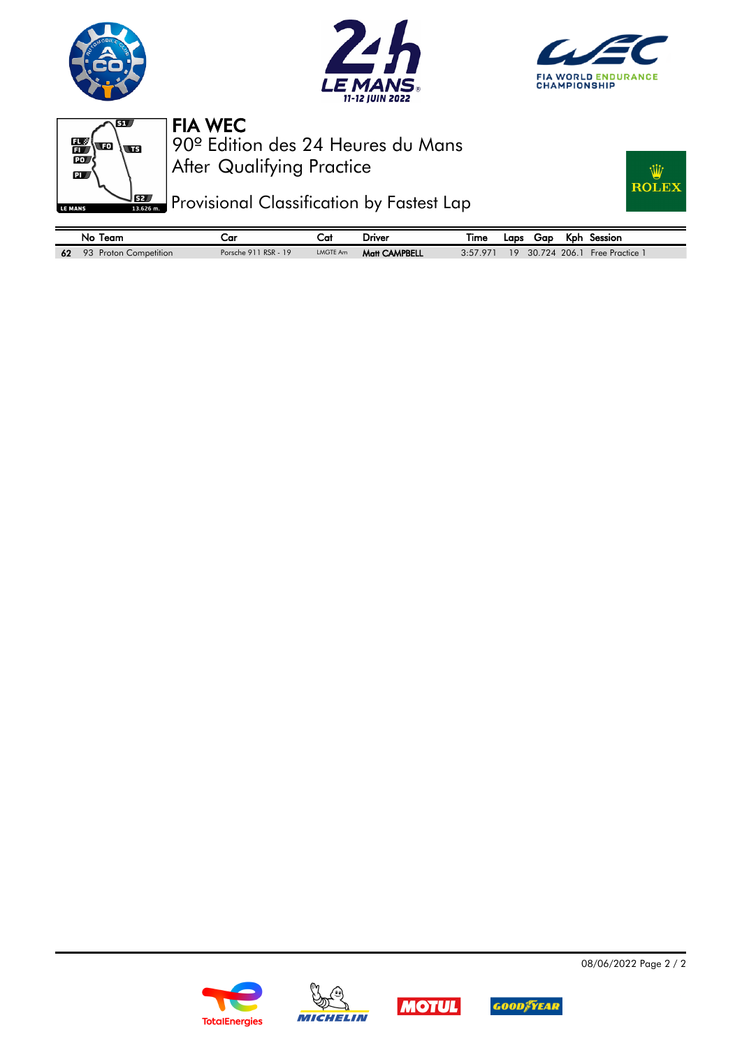## FIA WEC

90º Edition des 24 Heures du Mans

After Qualifying Practice

Provisional Classification by Fastest Lap

| | No | Team | Car | Cat | Driver | Time | Laps | Gap | Kph | Session |
|---|---|---|---|---|---|---|---|---|---|---|
| 62 | 93 | Proton Competition | Porsche 911 RSR - 19 | LMGTE Am | Matt CAMPBELL | 3:57.971 | 19 | 30.724 | 206.1 | Free Practice 1 |

08/06/2022